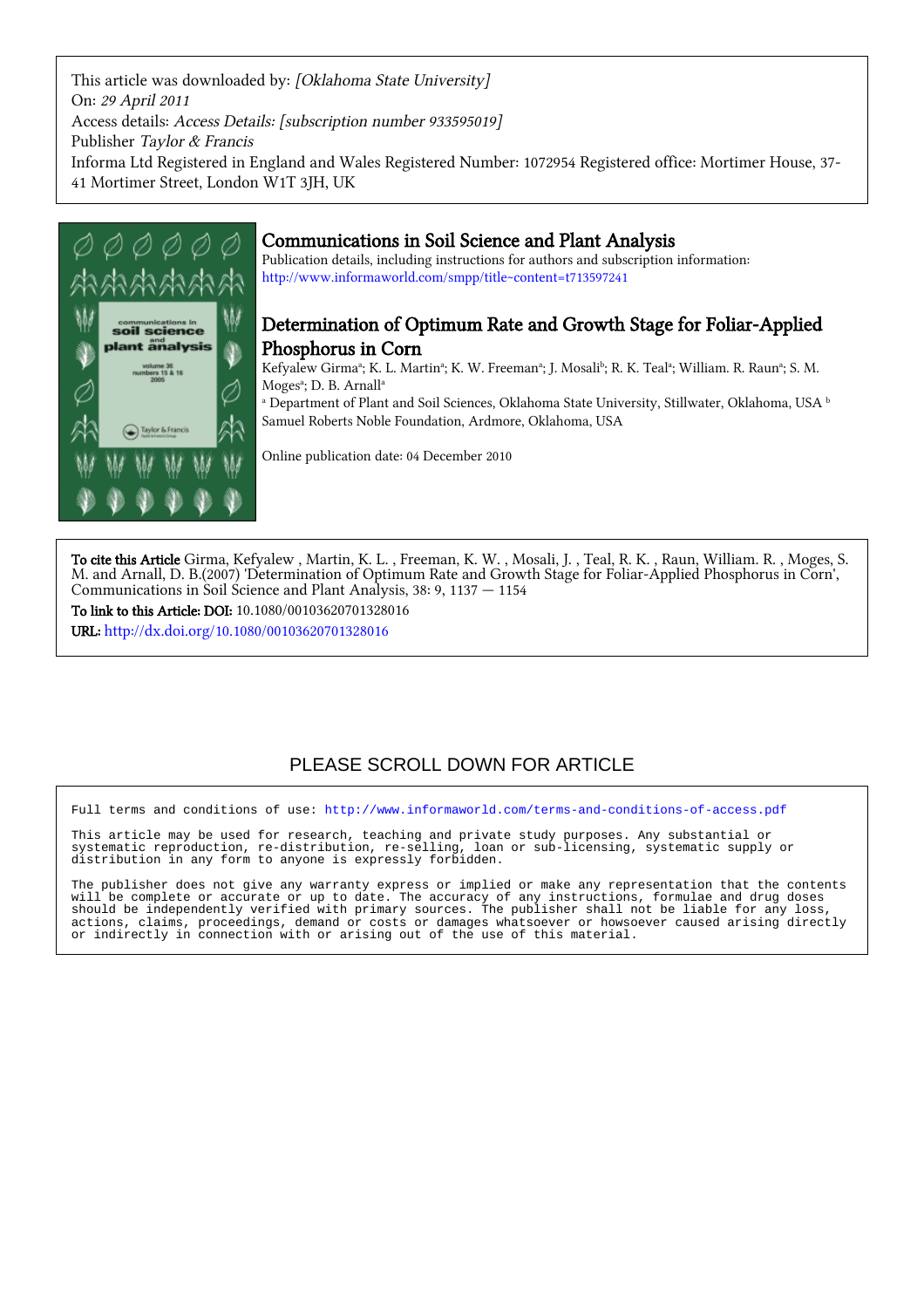This article was downloaded by: *[Oklahoma State University]*
On: *29 April 2011*
Access details: *Access Details: [subscription number 933595019]*
Publisher *Taylor & Francis*
Informa Ltd Registered in England and Wales Registered Number: 1072954 Registered office: Mortimer House, 37-41 Mortimer Street, London W1T 3JH, UK

# Communications in Soil Science and Plant Analysis

Publication details, including instructions for authors and subscription information:
http://www.informaworld.com/smpp/title~content=t713597241

## Determination of Optimum Rate and Growth Stage for Foliar-Applied Phosphorus in Corn

Kefyalew Girma[a]; K. L. Martin[a]; K. W. Freeman[a]; J. Mosali[b]; R. K. Teal[a]; William. R. Raun[a]; S. M. Moges[a]; D. B. Arnall[a]

[a] Department of Plant and Soil Sciences, Oklahoma State University, Stillwater, Oklahoma, USA [b] Samuel Roberts Noble Foundation, Ardmore, Oklahoma, USA

Online publication date: 04 December 2010

**To cite this Article** Girma, Kefyalew , Martin, K. L. , Freeman, K. W. , Mosali, J. , Teal, R. K. , Raun, William. R. , Moges, S. M. and Arnall, D. B.(2007) 'Determination of Optimum Rate and Growth Stage for Foliar-Applied Phosphorus in Corn', Communications in Soil Science and Plant Analysis, 38: 9, 1137 — 1154

**To link to this Article: DOI:** 10.1080/00103620701328016

**URL:** http://dx.doi.org/10.1080/00103620701328016

PLEASE SCROLL DOWN FOR ARTICLE

Full terms and conditions of use: http://www.informaworld.com/terms-and-conditions-of-access.pdf

This article may be used for research, teaching and private study purposes. Any substantial or systematic reproduction, re-distribution, re-selling, loan or sub-licensing, systematic supply or distribution in any form to anyone is expressly forbidden.

The publisher does not give any warranty express or implied or make any representation that the contents will be complete or accurate or up to date. The accuracy of any instructions, formulae and drug doses should be independently verified with primary sources. The publisher shall not be liable for any loss, actions, claims, proceedings, demand or costs or damages whatsoever or howsoever caused arising directly or indirectly in connection with or arising out of the use of this material.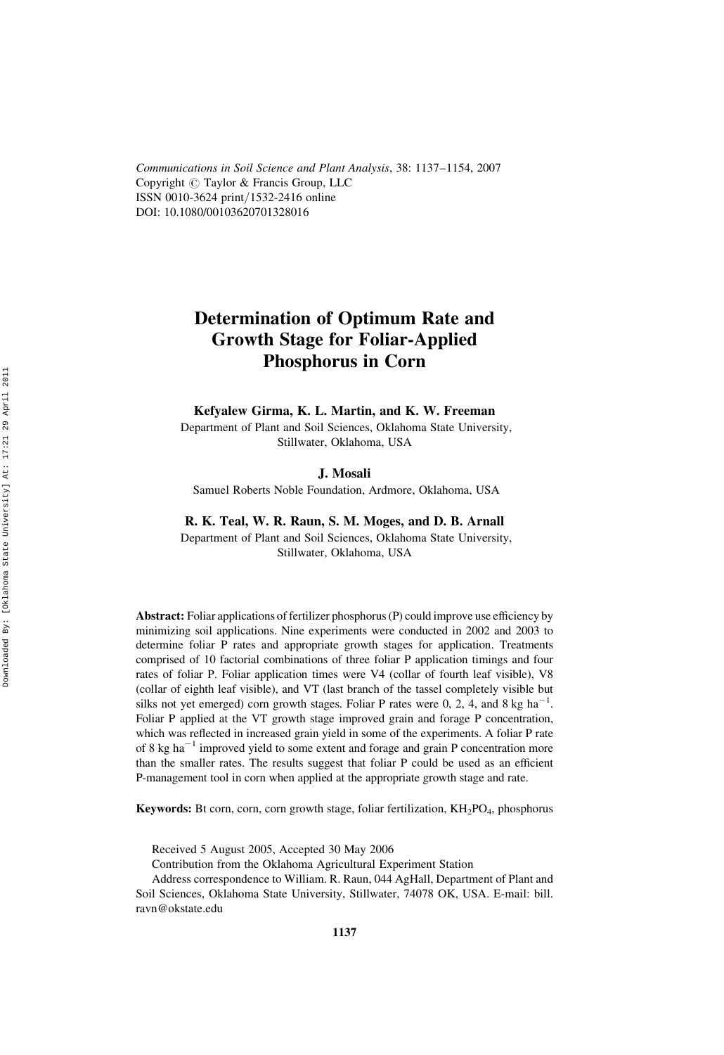Communications in Soil Science and Plant Analysis, 38: 1137–1154, 2007
Copyright © Taylor & Francis Group, LLC
ISSN 0010-3624 print/1532-2416 online
DOI: 10.1080/00103620701328016

# Determination of Optimum Rate and Growth Stage for Foliar-Applied Phosphorus in Corn

**Kefyalew Girma, K. L. Martin, and K. W. Freeman**

Department of Plant and Soil Sciences, Oklahoma State University, Stillwater, Oklahoma, USA

**J. Mosali**

Samuel Roberts Noble Foundation, Ardmore, Oklahoma, USA

**R. K. Teal, W. R. Raun, S. M. Moges, and D. B. Arnall**

Department of Plant and Soil Sciences, Oklahoma State University, Stillwater, Oklahoma, USA

**Abstract:** Foliar applications of fertilizer phosphorus (P) could improve use efficiency by minimizing soil applications. Nine experiments were conducted in 2002 and 2003 to determine foliar P rates and appropriate growth stages for application. Treatments comprised of 10 factorial combinations of three foliar P application timings and four rates of foliar P. Foliar application times were V4 (collar of fourth leaf visible), V8 (collar of eighth leaf visible), and VT (last branch of the tassel completely visible but silks not yet emerged) corn growth stages. Foliar P rates were 0, 2, 4, and 8 kg $ha^{-1}$. Foliar P applied at the VT growth stage improved grain and forage P concentration, which was reflected in increased grain yield in some of the experiments. A foliar P rate of 8 kg $ha^{-1}$ improved yield to some extent and forage and grain P concentration more than the smaller rates. The results suggest that foliar P could be used as an efficient P-management tool in corn when applied at the appropriate growth stage and rate.

**Keywords:** Bt corn, corn, corn growth stage, foliar fertilization, $KH_2PO_4$, phosphorus

Received 5 August 2005, Accepted 30 May 2006

Contribution from the Oklahoma Agricultural Experiment Station

Address correspondence to William. R. Raun, 044 AgHall, Department of Plant and Soil Sciences, Oklahoma State University, Stillwater, 74078 OK, USA. E-mail: bill.ravn@okstate.edu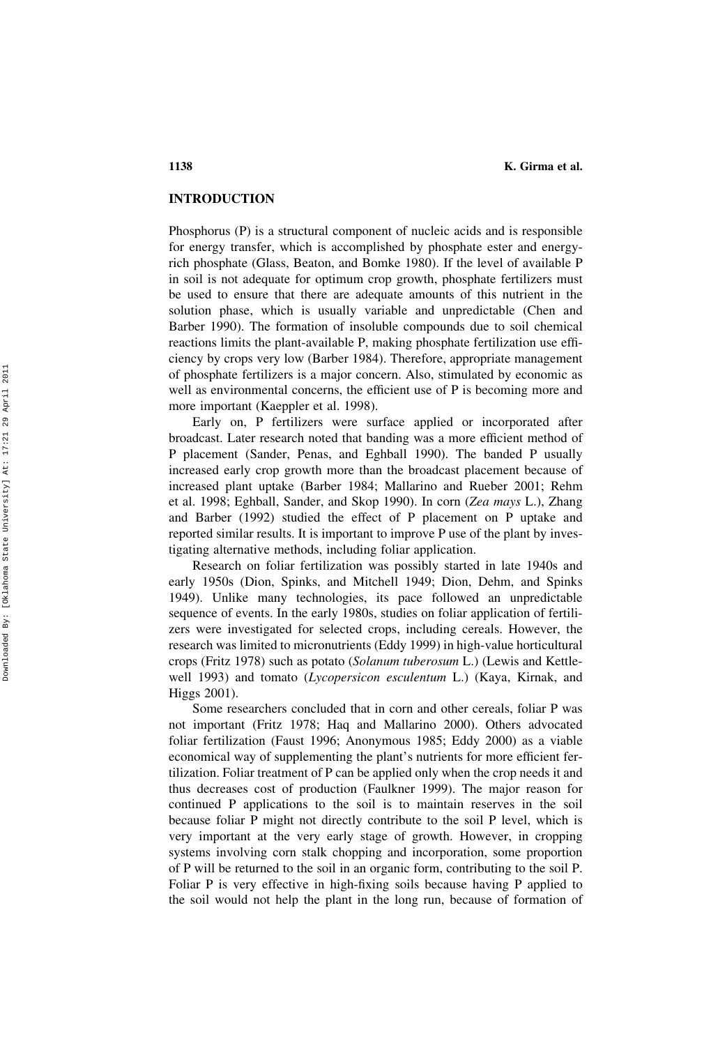## INTRODUCTION

Phosphorus (P) is a structural component of nucleic acids and is responsible for energy transfer, which is accomplished by phosphate ester and energy-rich phosphate (Glass, Beaton, and Bomke 1980). If the level of available P in soil is not adequate for optimum crop growth, phosphate fertilizers must be used to ensure that there are adequate amounts of this nutrient in the solution phase, which is usually variable and unpredictable (Chen and Barber 1990). The formation of insoluble compounds due to soil chemical reactions limits the plant-available P, making phosphate fertilization use efficiency by crops very low (Barber 1984). Therefore, appropriate management of phosphate fertilizers is a major concern. Also, stimulated by economic as well as environmental concerns, the efficient use of P is becoming more and more important (Kaeppler et al. 1998).

Early on, P fertilizers were surface applied or incorporated after broadcast. Later research noted that banding was a more efficient method of P placement (Sander, Penas, and Eghball 1990). The banded P usually increased early crop growth more than the broadcast placement because of increased plant uptake (Barber 1984; Mallarino and Rueber 2001; Rehm et al. 1998; Eghball, Sander, and Skop 1990). In corn (*Zea mays* L.), Zhang and Barber (1992) studied the effect of P placement on P uptake and reported similar results. It is important to improve P use of the plant by investigating alternative methods, including foliar application.

Research on foliar fertilization was possibly started in late 1940s and early 1950s (Dion, Spinks, and Mitchell 1949; Dion, Dehm, and Spinks 1949). Unlike many technologies, its pace followed an unpredictable sequence of events. In the early 1980s, studies on foliar application of fertilizers were investigated for selected crops, including cereals. However, the research was limited to micronutrients (Eddy 1999) in high-value horticultural crops (Fritz 1978) such as potato (*Solanum tuberosum* L.) (Lewis and Kettlewell 1993) and tomato (*Lycopersicon esculentum* L.) (Kaya, Kirnak, and Higgs 2001).

Some researchers concluded that in corn and other cereals, foliar P was not important (Fritz 1978; Haq and Mallarino 2000). Others advocated foliar fertilization (Faust 1996; Anonymous 1985; Eddy 2000) as a viable economical way of supplementing the plant's nutrients for more efficient fertilization. Foliar treatment of P can be applied only when the crop needs it and thus decreases cost of production (Faulkner 1999). The major reason for continued P applications to the soil is to maintain reserves in the soil because foliar P might not directly contribute to the soil P level, which is very important at the very early stage of growth. However, in cropping systems involving corn stalk chopping and incorporation, some proportion of P will be returned to the soil in an organic form, contributing to the soil P. Foliar P is very effective in high-fixing soils because having P applied to the soil would not help the plant in the long run, because of formation of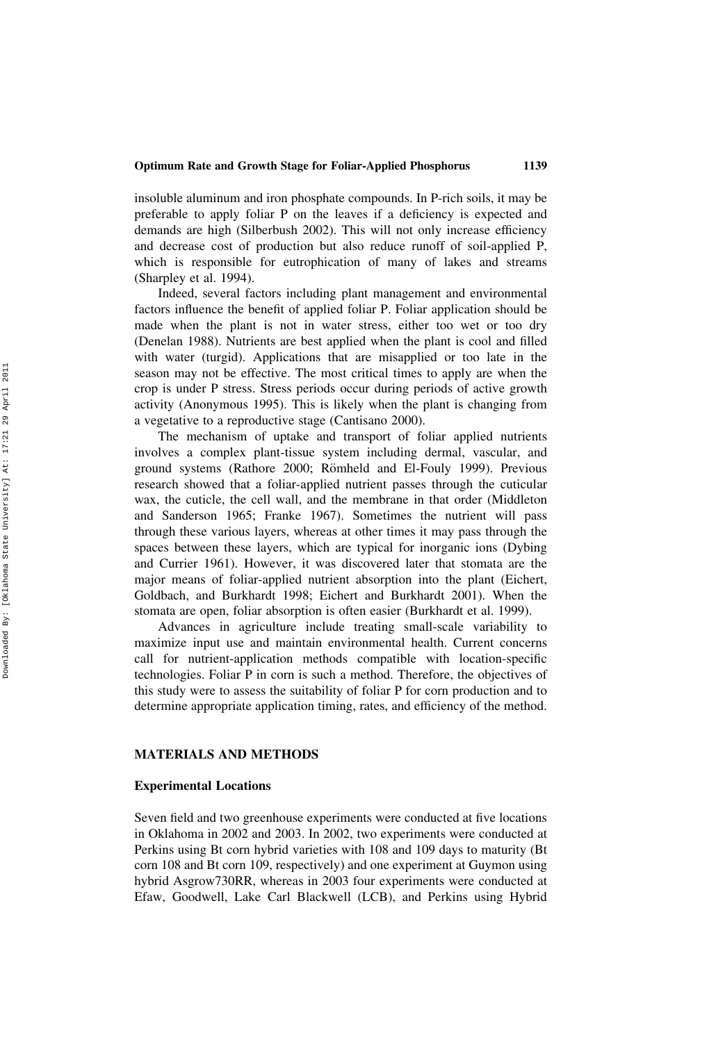insoluble aluminum and iron phosphate compounds. In P-rich soils, it may be preferable to apply foliar P on the leaves if a deficiency is expected and demands are high (Silberbush 2002). This will not only increase efficiency and decrease cost of production but also reduce runoff of soil-applied P, which is responsible for eutrophication of many of lakes and streams (Sharpley et al. 1994).

Indeed, several factors including plant management and environmental factors influence the benefit of applied foliar P. Foliar application should be made when the plant is not in water stress, either too wet or too dry (Denelan 1988). Nutrients are best applied when the plant is cool and filled with water (turgid). Applications that are misapplied or too late in the season may not be effective. The most critical times to apply are when the crop is under P stress. Stress periods occur during periods of active growth activity (Anonymous 1995). This is likely when the plant is changing from a vegetative to a reproductive stage (Cantisano 2000).

The mechanism of uptake and transport of foliar applied nutrients involves a complex plant-tissue system including dermal, vascular, and ground systems (Rathore 2000; Römheld and El-Fouly 1999). Previous research showed that a foliar-applied nutrient passes through the cuticular wax, the cuticle, the cell wall, and the membrane in that order (Middleton and Sanderson 1965; Franke 1967). Sometimes the nutrient will pass through these various layers, whereas at other times it may pass through the spaces between these layers, which are typical for inorganic ions (Dybing and Currier 1961). However, it was discovered later that stomata are the major means of foliar-applied nutrient absorption into the plant (Eichert, Goldbach, and Burkhardt 1998; Eichert and Burkhardt 2001). When the stomata are open, foliar absorption is often easier (Burkhardt et al. 1999).

Advances in agriculture include treating small-scale variability to maximize input use and maintain environmental health. Current concerns call for nutrient-application methods compatible with location-specific technologies. Foliar P in corn is such a method. Therefore, the objectives of this study were to assess the suitability of foliar P for corn production and to determine appropriate application timing, rates, and efficiency of the method.

## MATERIALS AND METHODS

### Experimental Locations

Seven field and two greenhouse experiments were conducted at five locations in Oklahoma in 2002 and 2003. In 2002, two experiments were conducted at Perkins using Bt corn hybrid varieties with 108 and 109 days to maturity (Bt corn 108 and Bt corn 109, respectively) and one experiment at Guymon using hybrid Asgrow730RR, whereas in 2003 four experiments were conducted at Efaw, Goodwell, Lake Carl Blackwell (LCB), and Perkins using Hybrid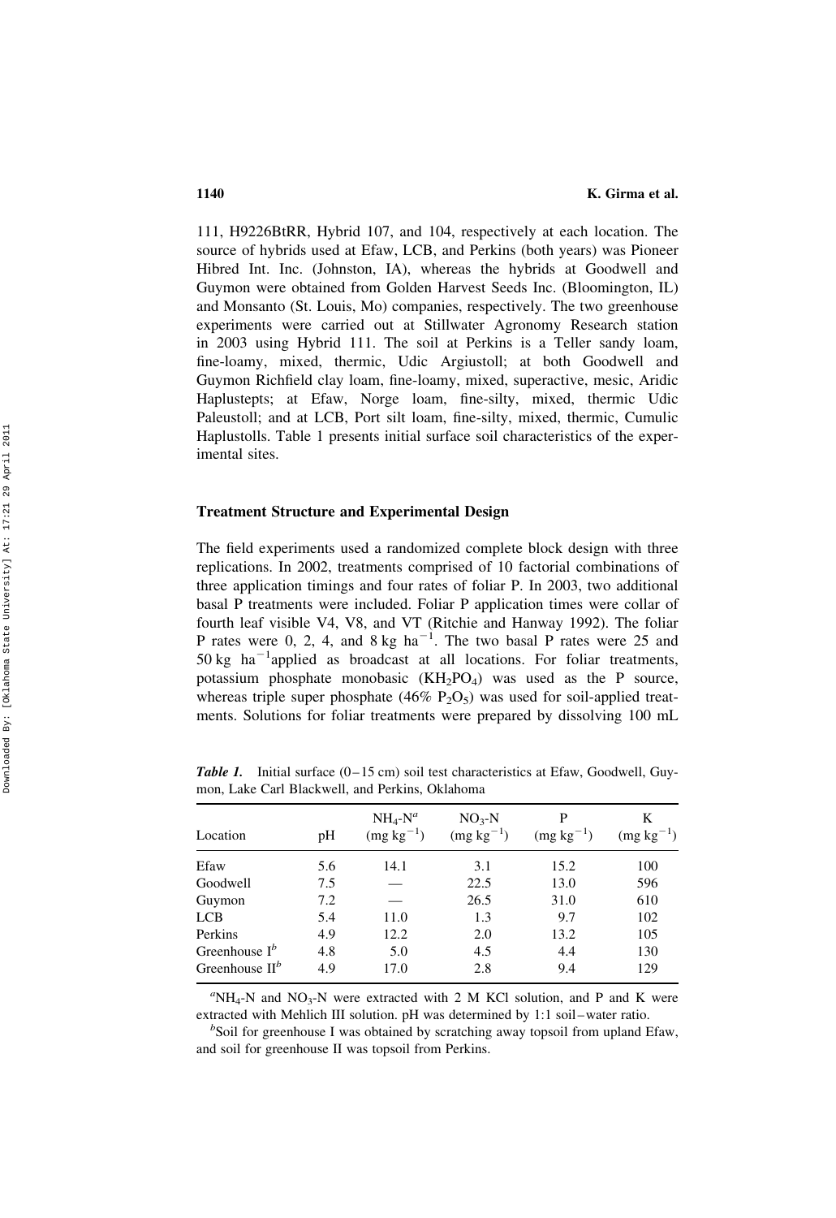111, H9226BtRR, Hybrid 107, and 104, respectively at each location. The source of hybrids used at Efaw, LCB, and Perkins (both years) was Pioneer Hibred Int. Inc. (Johnston, IA), whereas the hybrids at Goodwell and Guymon were obtained from Golden Harvest Seeds Inc. (Bloomington, IL) and Monsanto (St. Louis, Mo) companies, respectively. The two greenhouse experiments were carried out at Stillwater Agronomy Research station in 2003 using Hybrid 111. The soil at Perkins is a Teller sandy loam, fine-loamy, mixed, thermic, Udic Argiustoll; at both Goodwell and Guymon Richfield clay loam, fine-loamy, mixed, superactive, mesic, Aridic Haplustepts; at Efaw, Norge loam, fine-silty, mixed, thermic Udic Paleustoll; and at LCB, Port silt loam, fine-silty, mixed, thermic, Cumulic Haplustolls. Table 1 presents initial surface soil characteristics of the experimental sites.

### Treatment Structure and Experimental Design

The field experiments used a randomized complete block design with three replications. In 2002, treatments comprised of 10 factorial combinations of three application timings and four rates of foliar P. In 2003, two additional basal P treatments were included. Foliar P application times were collar of fourth leaf visible V4, V8, and VT (Ritchie and Hanway 1992). The foliar P rates were 0, 2, 4, and 8 kg $ha^{-1}$. The two basal P rates were 25 and 50 kg $ha^{-1}$applied as broadcast at all locations. For foliar treatments, potassium phosphate monobasic ($KH_2PO_4$) was used as the P source, whereas triple super phosphate (46% $P_2O_5$) was used for soil-applied treatments. Solutions for foliar treatments were prepared by dissolving 100 mL

***Table 1.*** Initial surface (0–15 cm) soil test characteristics at Efaw, Goodwell, Guymon, Lake Carl Blackwell, and Perkins, Oklahoma

| Location | pH | $NH_4$-N[a] (mg $kg^{-1}$) | $NO_3$-N (mg $kg^{-1}$) | P (mg $kg^{-1}$) | K (mg $kg^{-1}$) |
|---|---|---|---|---|---|
| Efaw | 5.6 | 14.1 | 3.1 | 15.2 | 100 |
| Goodwell | 7.5 | — | 22.5 | 13.0 | 596 |
| Guymon | 7.2 | — | 26.5 | 31.0 | 610 |
| LCB | 5.4 | 11.0 | 1.3 | 9.7 | 102 |
| Perkins | 4.9 | 12.2 | 2.0 | 13.2 | 105 |
| Greenhouse I[b] | 4.8 | 5.0 | 4.5 | 4.4 | 130 |
| Greenhouse II[b] | 4.9 | 17.0 | 2.8 | 9.4 | 129 |

[a]$NH_4$-N and $NO_3$-N were extracted with 2 M KCl solution, and P and K were extracted with Mehlich III solution. pH was determined by 1:1 soil–water ratio.

[b]Soil for greenhouse I was obtained by scratching away topsoil from upland Efaw, and soil for greenhouse II was topsoil from Perkins.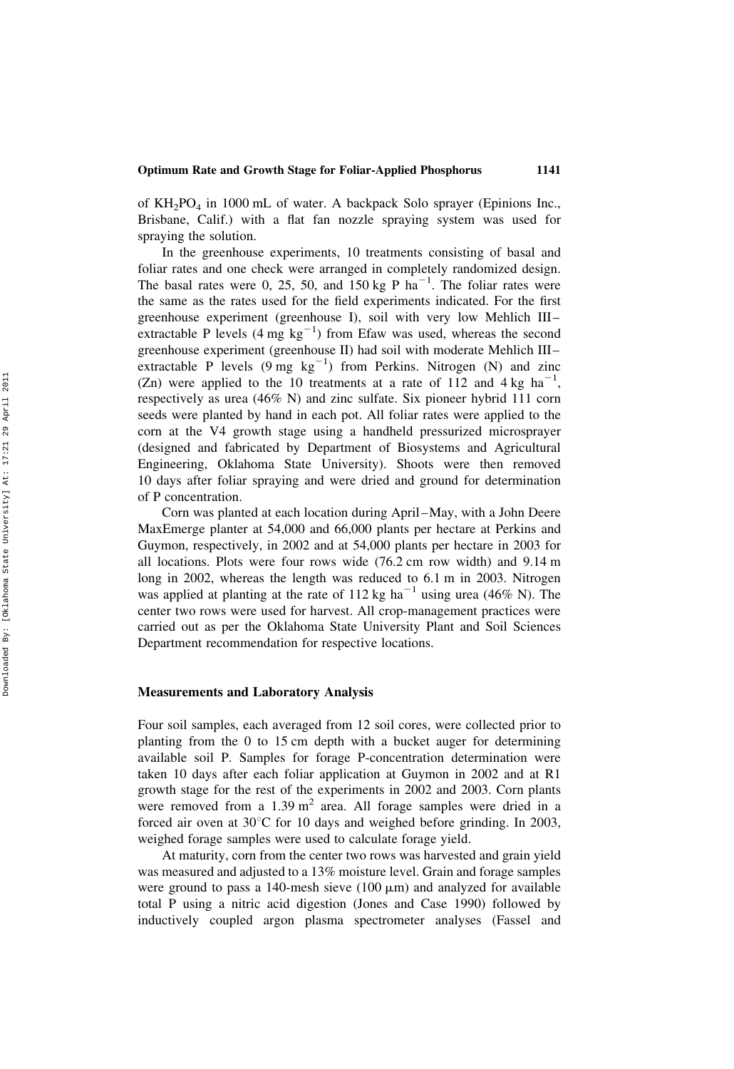of $KH_2PO_4$ in 1000 mL of water. A backpack Solo sprayer (Epinions Inc., Brisbane, Calif.) with a flat fan nozzle spraying system was used for spraying the solution.

In the greenhouse experiments, 10 treatments consisting of basal and foliar rates and one check were arranged in completely randomized design. The basal rates were 0, 25, 50, and 150 kg P ha$^{-1}$. The foliar rates were the same as the rates used for the field experiments indicated. For the first greenhouse experiment (greenhouse I), soil with very low Mehlich III–extractable P levels (4 mg kg$^{-1}$) from Efaw was used, whereas the second greenhouse experiment (greenhouse II) had soil with moderate Mehlich III–extractable P levels (9 mg kg$^{-1}$) from Perkins. Nitrogen (N) and zinc (Zn) were applied to the 10 treatments at a rate of 112 and 4 kg ha$^{-1}$, respectively as urea (46% N) and zinc sulfate. Six pioneer hybrid 111 corn seeds were planted by hand in each pot. All foliar rates were applied to the corn at the V4 growth stage using a handheld pressurized microsprayer (designed and fabricated by Department of Biosystems and Agricultural Engineering, Oklahoma State University). Shoots were then removed 10 days after foliar spraying and were dried and ground for determination of P concentration.

Corn was planted at each location during April–May, with a John Deere MaxEmerge planter at 54,000 and 66,000 plants per hectare at Perkins and Guymon, respectively, in 2002 and at 54,000 plants per hectare in 2003 for all locations. Plots were four rows wide (76.2 cm row width) and 9.14 m long in 2002, whereas the length was reduced to 6.1 m in 2003. Nitrogen was applied at planting at the rate of 112 kg ha$^{-1}$ using urea (46% N). The center two rows were used for harvest. All crop-management practices were carried out as per the Oklahoma State University Plant and Soil Sciences Department recommendation for respective locations.

### Measurements and Laboratory Analysis

Four soil samples, each averaged from 12 soil cores, were collected prior to planting from the 0 to 15 cm depth with a bucket auger for determining available soil P. Samples for forage P-concentration determination were taken 10 days after each foliar application at Guymon in 2002 and at R1 growth stage for the rest of the experiments in 2002 and 2003. Corn plants were removed from a 1.39 m$^2$ area. All forage samples were dried in a forced air oven at 30°C for 10 days and weighed before grinding. In 2003, weighed forage samples were used to calculate forage yield.

At maturity, corn from the center two rows was harvested and grain yield was measured and adjusted to a 13% moisture level. Grain and forage samples were ground to pass a 140-mesh sieve (100 μm) and analyzed for available total P using a nitric acid digestion (Jones and Case 1990) followed by inductively coupled argon plasma spectrometer analyses (Fassel and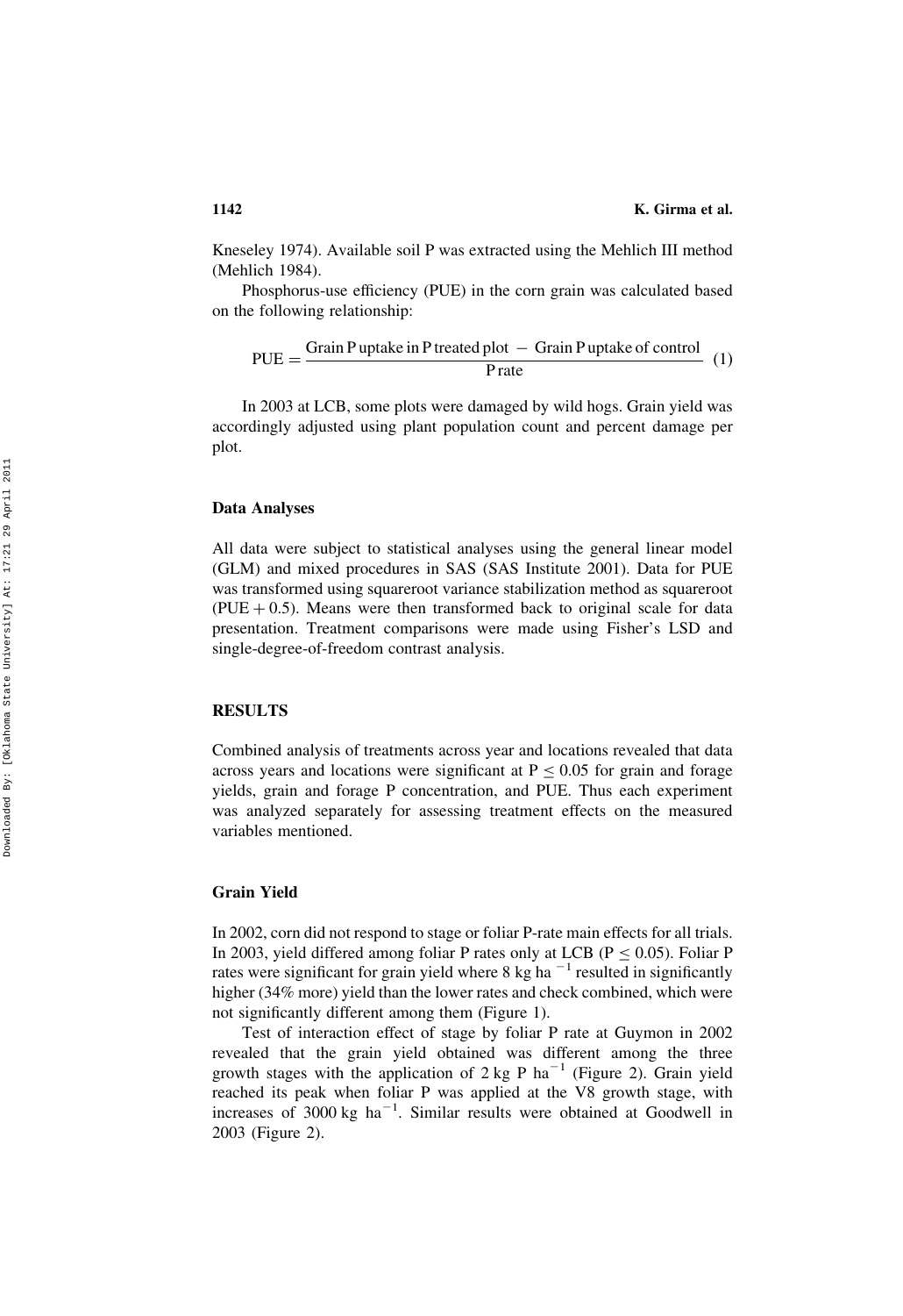Kneseley 1974). Available soil P was extracted using the Mehlich III method (Mehlich 1984).

Phosphorus-use efficiency (PUE) in the corn grain was calculated based on the following relationship:

$$\text{PUE} = \frac{\text{Grain P uptake in P treated plot} - \text{Grain P uptake of control}}{\text{P rate}} \quad (1)$$

In 2003 at LCB, some plots were damaged by wild hogs. Grain yield was accordingly adjusted using plant population count and percent damage per plot.

### Data Analyses

All data were subject to statistical analyses using the general linear model (GLM) and mixed procedures in SAS (SAS Institute 2001). Data for PUE was transformed using squareroot variance stabilization method as squareroot $(\text{PUE} + 0.5)$. Means were then transformed back to original scale for data presentation. Treatment comparisons were made using Fisher's LSD and single-degree-of-freedom contrast analysis.

## RESULTS

Combined analysis of treatments across year and locations revealed that data across years and locations were significant at $P \leq 0.05$ for grain and forage yields, grain and forage P concentration, and PUE. Thus each experiment was analyzed separately for assessing treatment effects on the measured variables mentioned.

### Grain Yield

In 2002, corn did not respond to stage or foliar P-rate main effects for all trials. In 2003, yield differed among foliar P rates only at LCB ($P \leq 0.05$). Foliar P rates were significant for grain yield where 8 kg ha$^{-1}$ resulted in significantly higher (34% more) yield than the lower rates and check combined, which were not significantly different among them (Figure 1).

Test of interaction effect of stage by foliar P rate at Guymon in 2002 revealed that the grain yield obtained was different among the three growth stages with the application of 2 kg P ha$^{-1}$ (Figure 2). Grain yield reached its peak when foliar P was applied at the V8 growth stage, with increases of 3000 kg ha$^{-1}$. Similar results were obtained at Goodwell in 2003 (Figure 2).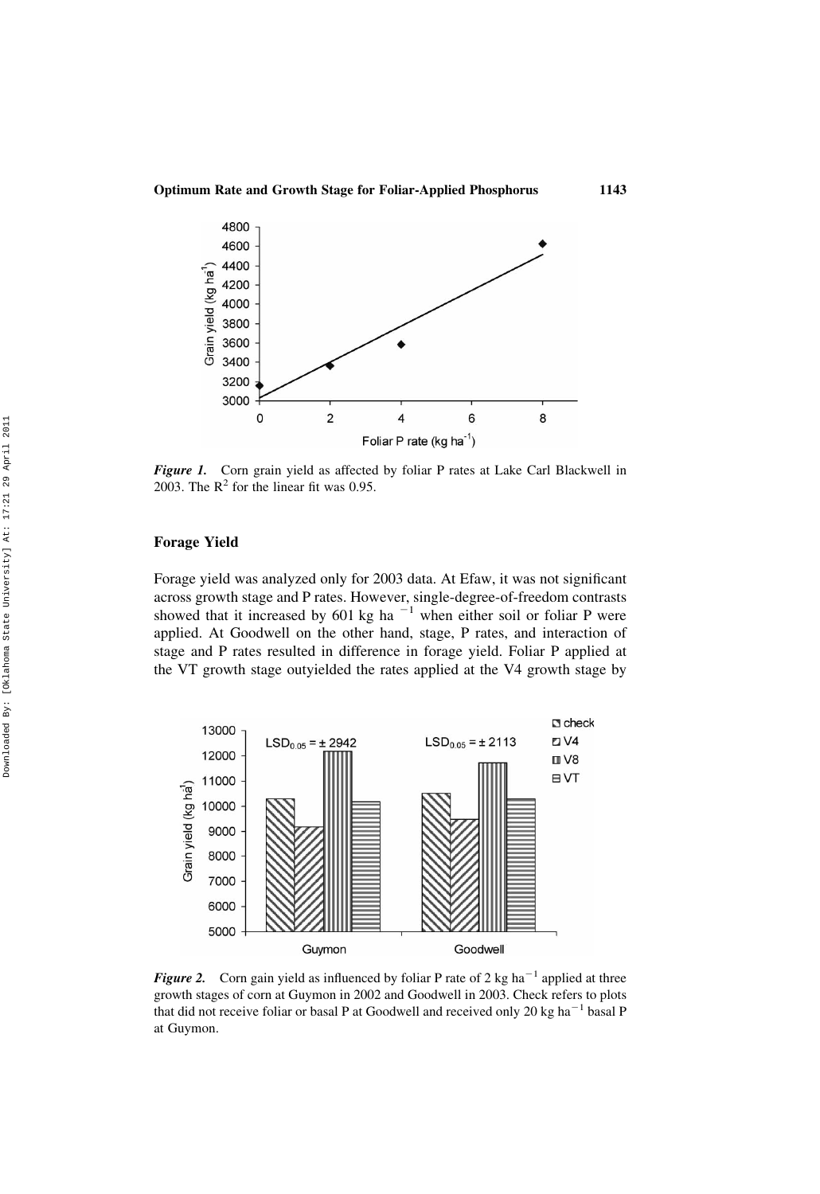*Figure 1.* Corn grain yield as affected by foliar P rates at Lake Carl Blackwell in 2003. The $R^2$ for the linear fit was 0.95.

## Forage Yield

Forage yield was analyzed only for 2003 data. At Efaw, it was not significant across growth stage and P rates. However, single-degree-of-freedom contrasts showed that it increased by 601 kg ha $^{-1}$ when either soil or foliar P were applied. At Goodwell on the other hand, stage, P rates, and interaction of stage and P rates resulted in difference in forage yield. Foliar P applied at the VT growth stage outyielded the rates applied at the V4 growth stage by

*Figure 2.* Corn gain yield as influenced by foliar P rate of 2 kg ha$^{-1}$ applied at three growth stages of corn at Guymon in 2002 and Goodwell in 2003. Check refers to plots that did not receive foliar or basal P at Goodwell and received only 20 kg ha$^{-1}$ basal P at Guymon.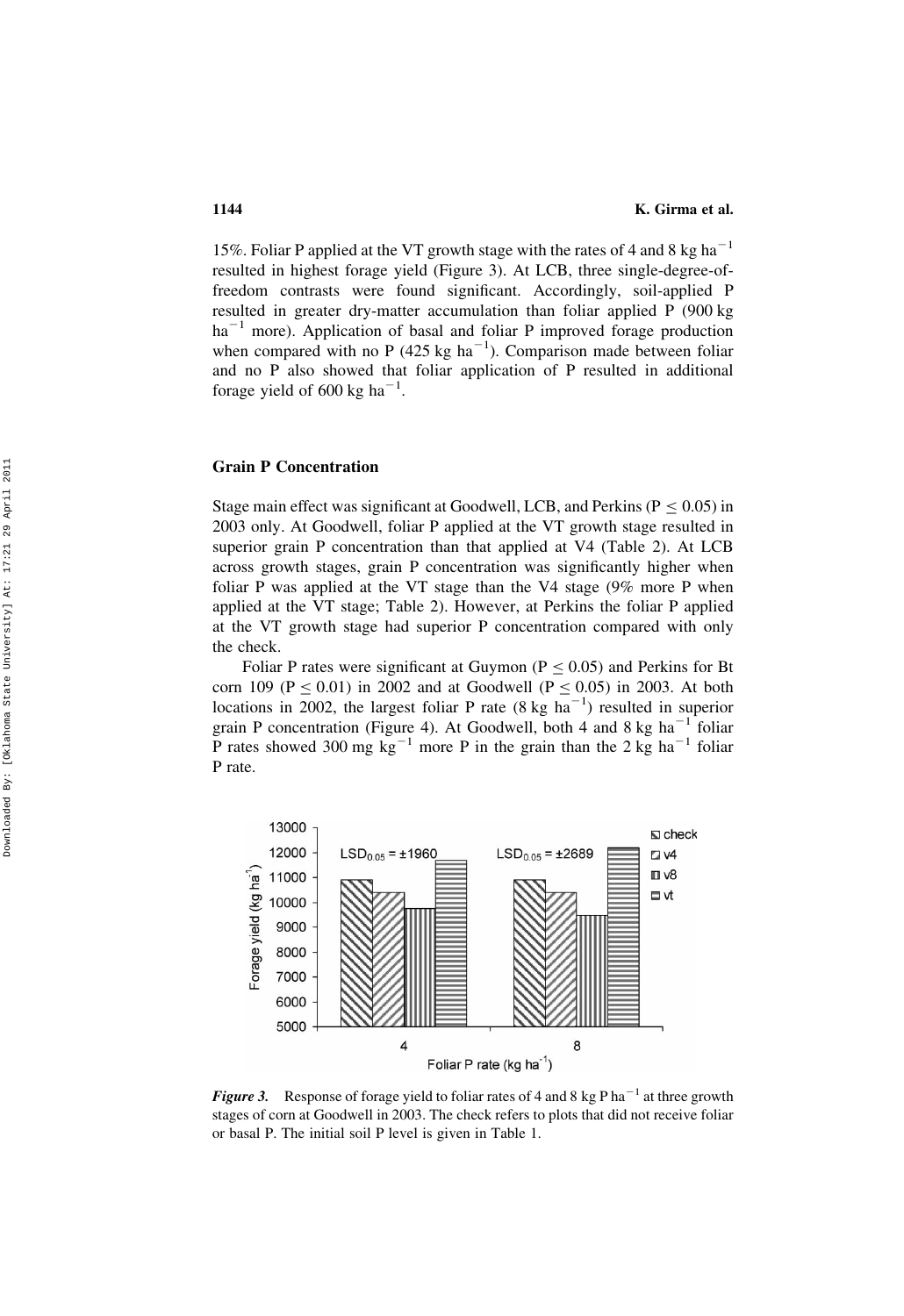15%. Foliar P applied at the VT growth stage with the rates of 4 and 8 kg ha$^{-1}$ resulted in highest forage yield (Figure 3). At LCB, three single-degree-of-freedom contrasts were found significant. Accordingly, soil-applied P resulted in greater dry-matter accumulation than foliar applied P (900 kg ha$^{-1}$ more). Application of basal and foliar P improved forage production when compared with no P (425 kg ha$^{-1}$). Comparison made between foliar and no P also showed that foliar application of P resulted in additional forage yield of 600 kg ha$^{-1}$.

## Grain P Concentration

Stage main effect was significant at Goodwell, LCB, and Perkins ($P \leq 0.05$) in 2003 only. At Goodwell, foliar P applied at the VT growth stage resulted in superior grain P concentration than that applied at V4 (Table 2). At LCB across growth stages, grain P concentration was significantly higher when foliar P was applied at the VT stage than the V4 stage (9% more P when applied at the VT stage; Table 2). However, at Perkins the foliar P applied at the VT growth stage had superior P concentration compared with only the check.

Foliar P rates were significant at Guymon ($P \leq 0.05$) and Perkins for Bt corn 109 ($P \leq 0.01$) in 2002 and at Goodwell ($P \leq 0.05$) in 2003. At both locations in 2002, the largest foliar P rate (8 kg ha$^{-1}$) resulted in superior grain P concentration (Figure 4). At Goodwell, both 4 and 8 kg ha$^{-1}$ foliar P rates showed 300 mg kg$^{-1}$ more P in the grain than the 2 kg ha$^{-1}$ foliar P rate.

***Figure 3.*** Response of forage yield to foliar rates of 4 and 8 kg P ha$^{-1}$ at three growth stages of corn at Goodwell in 2003. The check refers to plots that did not receive foliar or basal P. The initial soil P level is given in Table 1.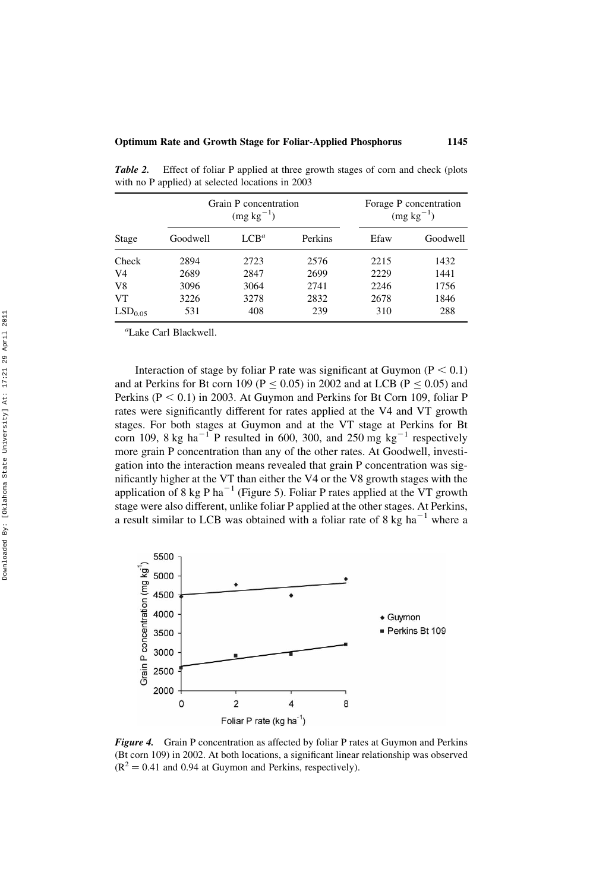*Table 2.* Effect of foliar P applied at three growth stages of corn and check (plots with no P applied) at selected locations in 2003

| Stage | Grain P concentration ($mg\ kg^{-1}$) | | | Forage P concentration ($mg\ kg^{-1}$) | |
|---|---|---|---|---|---|
| | Goodwell | LCB[a] | Perkins | Efaw | Goodwell |
| Check | 2894 | 2723 | 2576 | 2215 | 1432 |
| V4 | 2689 | 2847 | 2699 | 2229 | 1441 |
| V8 | 3096 | 3064 | 2741 | 2246 | 1756 |
| VT | 3226 | 3278 | 2832 | 2678 | 1846 |
| $LSD_{0.05}$ | 531 | 408 | 239 | 310 | 288 |

[a]Lake Carl Blackwell.

Interaction of stage by foliar P rate was significant at Guymon ($P < 0.1$) and at Perkins for Bt corn 109 ($P \leq 0.05$) in 2002 and at LCB ($P \leq 0.05$) and Perkins ($P < 0.1$) in 2003. At Guymon and Perkins for Bt Corn 109, foliar P rates were significantly different for rates applied at the V4 and VT growth stages. For both stages at Guymon and at the VT stage at Perkins for Bt corn 109, 8 kg $ha^{-1}$ P resulted in 600, 300, and 250 mg $kg^{-1}$ respectively more grain P concentration than any of the other rates. At Goodwell, investigation into the interaction means revealed that grain P concentration was significantly higher at the VT than either the V4 or the V8 growth stages with the application of 8 kg P $ha^{-1}$ (Figure 5). Foliar P rates applied at the VT growth stage were also different, unlike foliar P applied at the other stages. At Perkins, a result similar to LCB was obtained with a foliar rate of 8 kg $ha^{-1}$ where a

*Figure 4.* Grain P concentration as affected by foliar P rates at Guymon and Perkins (Bt corn 109) in 2002. At both locations, a significant linear relationship was observed ($R^2 = 0.41$ and 0.94 at Guymon and Perkins, respectively).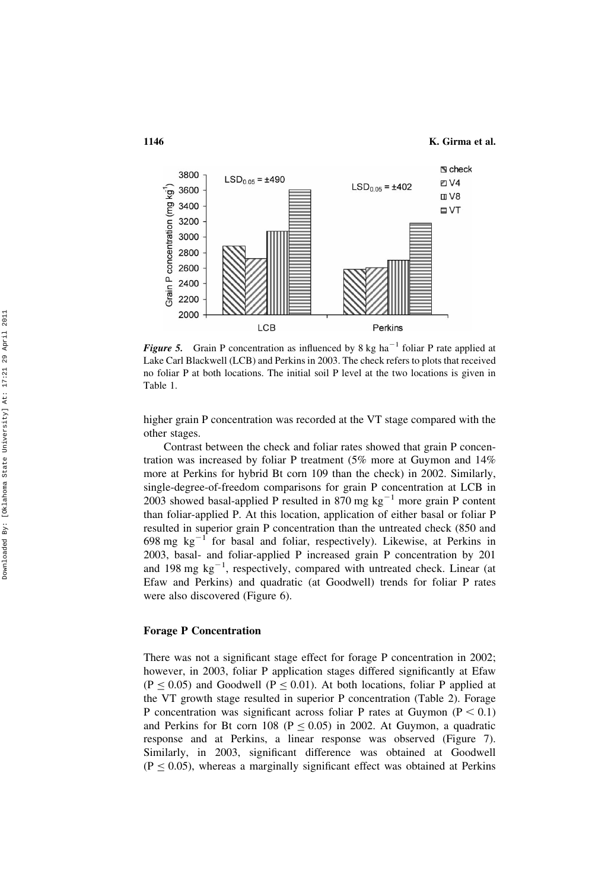*Figure 5.* Grain P concentration as influenced by 8 kg $ha^{-1}$ foliar P rate applied at Lake Carl Blackwell (LCB) and Perkins in 2003. The check refers to plots that received no foliar P at both locations. The initial soil P level at the two locations is given in Table 1.

higher grain P concentration was recorded at the VT stage compared with the other stages.

Contrast between the check and foliar rates showed that grain P concentration was increased by foliar P treatment (5% more at Guymon and 14% more at Perkins for hybrid Bt corn 109 than the check) in 2002. Similarly, single-degree-of-freedom comparisons for grain P concentration at LCB in 2003 showed basal-applied P resulted in 870 mg $kg^{-1}$ more grain P content than foliar-applied P. At this location, application of either basal or foliar P resulted in superior grain P concentration than the untreated check (850 and 698 mg $kg^{-1}$ for basal and foliar, respectively). Likewise, at Perkins in 2003, basal- and foliar-applied P increased grain P concentration by 201 and 198 mg $kg^{-1}$, respectively, compared with untreated check. Linear (at Efaw and Perkins) and quadratic (at Goodwell) trends for foliar P rates were also discovered (Figure 6).

## Forage P Concentration

There was not a significant stage effect for forage P concentration in 2002; however, in 2003, foliar P application stages differed significantly at Efaw ($P \leq 0.05$) and Goodwell ($P \leq 0.01$). At both locations, foliar P applied at the VT growth stage resulted in superior P concentration (Table 2). Forage P concentration was significant across foliar P rates at Guymon ($P < 0.1$) and Perkins for Bt corn 108 ($P \leq 0.05$) in 2002. At Guymon, a quadratic response and at Perkins, a linear response was observed (Figure 7). Similarly, in 2003, significant difference was obtained at Goodwell ($P \leq 0.05$), whereas a marginally significant effect was obtained at Perkins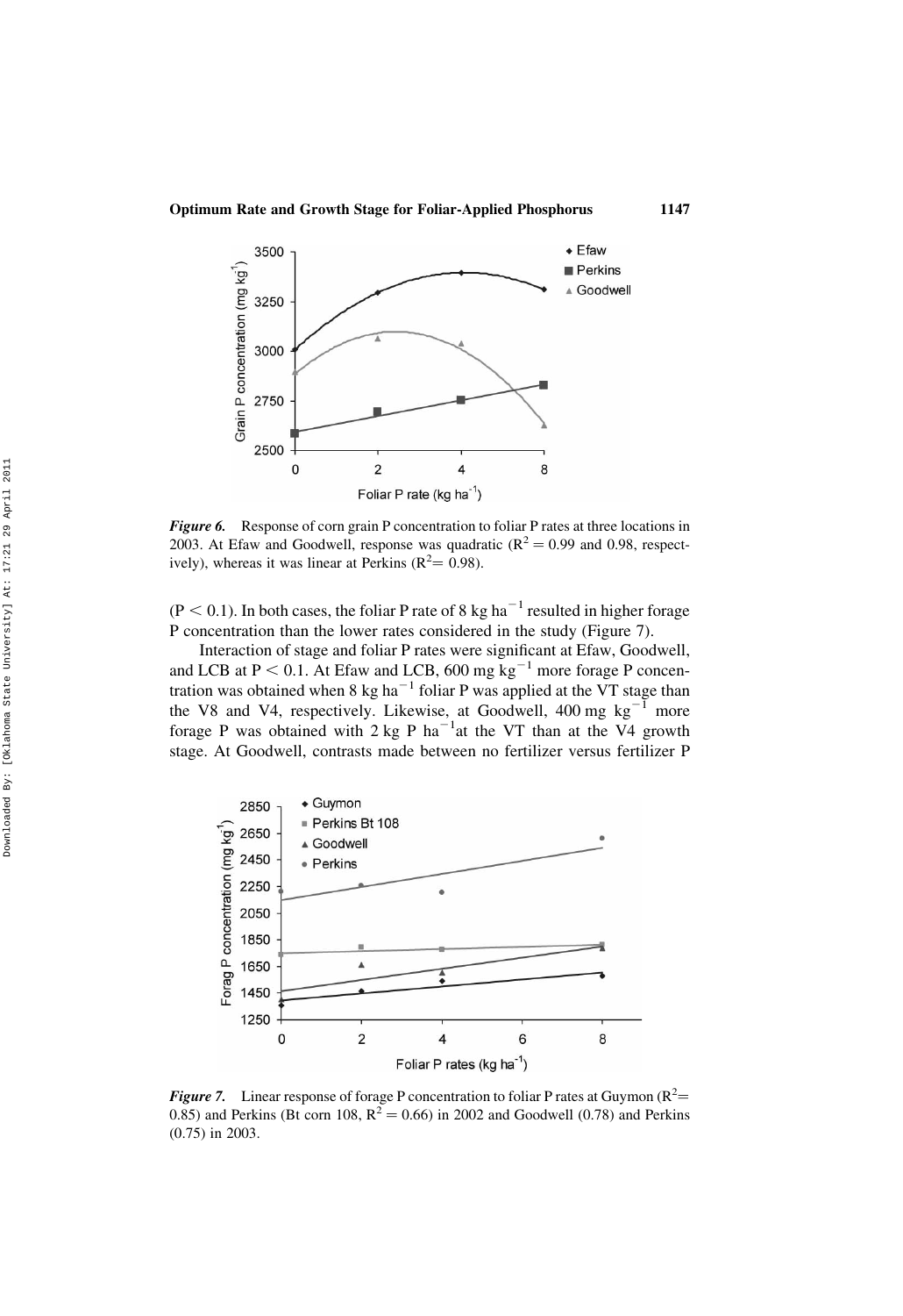*Figure 6.* Response of corn grain P concentration to foliar P rates at three locations in 2003. At Efaw and Goodwell, response was quadratic ($R^2 = 0.99$ and 0.98, respectively), whereas it was linear at Perkins ($R^2 = 0.98$).

($P < 0.1$). In both cases, the foliar P rate of 8 kg $ha^{-1}$ resulted in higher forage P concentration than the lower rates considered in the study (Figure 7).

Interaction of stage and foliar P rates were significant at Efaw, Goodwell, and LCB at $P < 0.1$. At Efaw and LCB, 600 mg $kg^{-1}$ more forage P concentration was obtained when 8 kg $ha^{-1}$ foliar P was applied at the VT stage than the V8 and V4, respectively. Likewise, at Goodwell, 400 mg $kg^{-1}$ more forage P was obtained with 2 kg P $ha^{-1}$at the VT than at the V4 growth stage. At Goodwell, contrasts made between no fertilizer versus fertilizer P

*Figure 7.* Linear response of forage P concentration to foliar P rates at Guymon ($R^2 = 0.85$) and Perkins (Bt corn 108, $R^2 = 0.66$) in 2002 and Goodwell (0.78) and Perkins (0.75) in 2003.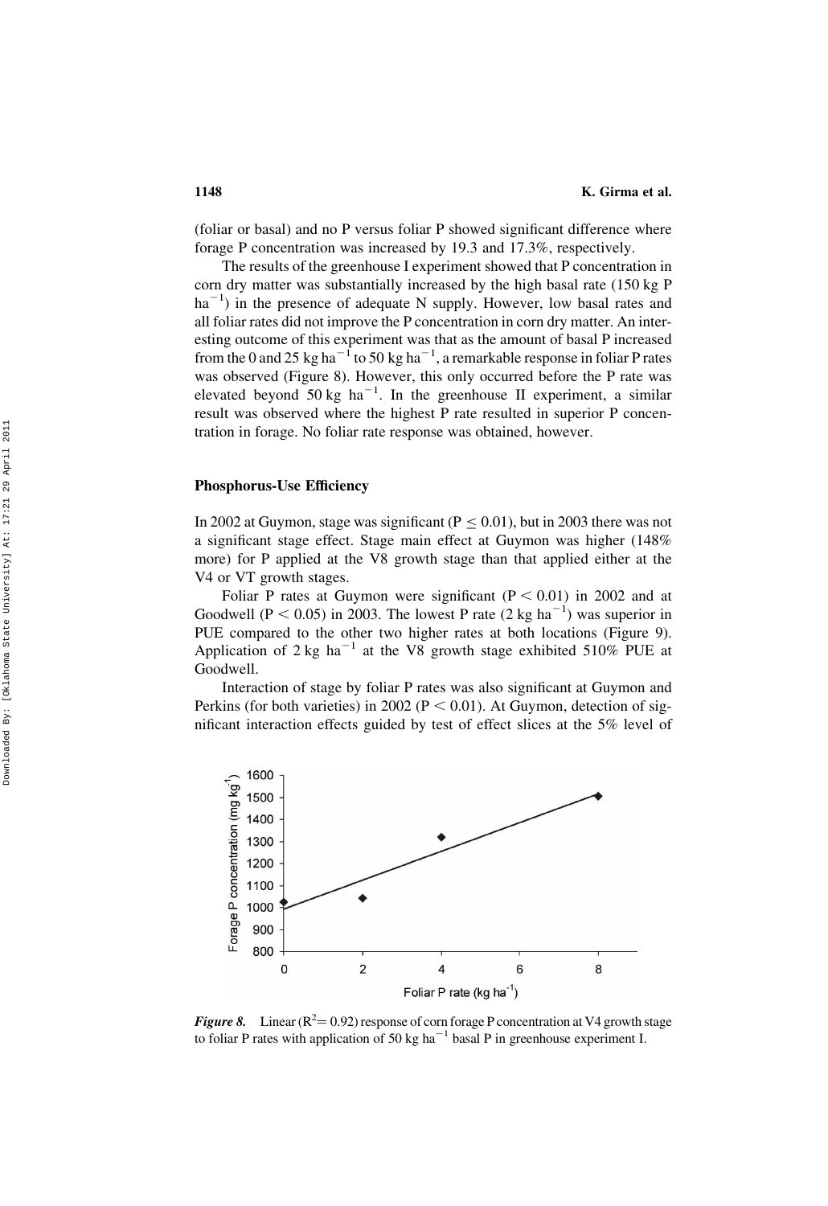(foliar or basal) and no P versus foliar P showed significant difference where forage P concentration was increased by 19.3 and 17.3%, respectively.

The results of the greenhouse I experiment showed that P concentration in corn dry matter was substantially increased by the high basal rate (150 kg P $ha^{-1}$) in the presence of adequate N supply. However, low basal rates and all foliar rates did not improve the P concentration in corn dry matter. An interesting outcome of this experiment was that as the amount of basal P increased from the 0 and 25 kg $ha^{-1}$ to 50 kg $ha^{-1}$, a remarkable response in foliar P rates was observed (Figure 8). However, this only occurred before the P rate was elevated beyond 50 kg $ha^{-1}$. In the greenhouse II experiment, a similar result was observed where the highest P rate resulted in superior P concentration in forage. No foliar rate response was obtained, however.

## Phosphorus-Use Efficiency

In 2002 at Guymon, stage was significant ($P \leq 0.01$), but in 2003 there was not a significant stage effect. Stage main effect at Guymon was higher (148% more) for P applied at the V8 growth stage than that applied either at the V4 or VT growth stages.

Foliar P rates at Guymon were significant ($P < 0.01$) in 2002 and at Goodwell ($P < 0.05$) in 2003. The lowest P rate (2 kg $ha^{-1}$) was superior in PUE compared to the other two higher rates at both locations (Figure 9). Application of 2 kg $ha^{-1}$ at the V8 growth stage exhibited 510% PUE at Goodwell.

Interaction of stage by foliar P rates was also significant at Guymon and Perkins (for both varieties) in 2002 ($P < 0.01$). At Guymon, detection of significant interaction effects guided by test of effect slices at the 5% level of

***Figure 8.*** Linear ($R^2 = 0.92$) response of corn forage P concentration at V4 growth stage to foliar P rates with application of 50 kg $ha^{-1}$ basal P in greenhouse experiment I.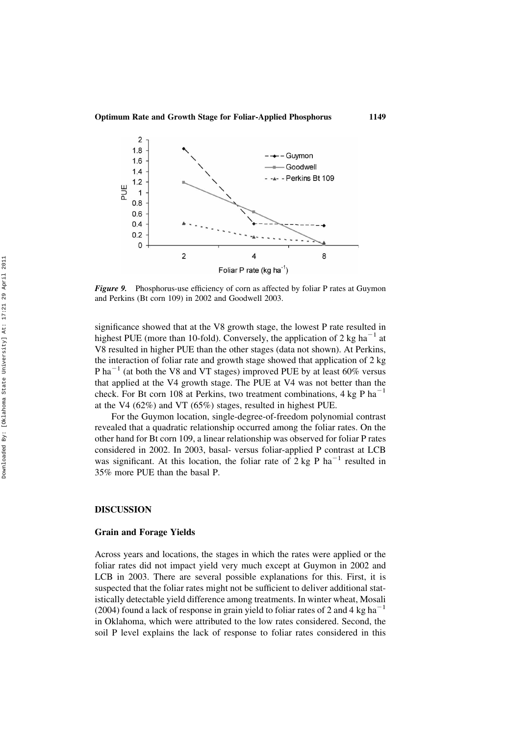*Figure 9.* Phosphorus-use efficiency of corn as affected by foliar P rates at Guymon and Perkins (Bt corn 109) in 2002 and Goodwell 2003.

significance showed that at the V8 growth stage, the lowest P rate resulted in highest PUE (more than 10-fold). Conversely, the application of 2 kg ha$^{-1}$ at V8 resulted in higher PUE than the other stages (data not shown). At Perkins, the interaction of foliar rate and growth stage showed that application of 2 kg P ha$^{-1}$ (at both the V8 and VT stages) improved PUE by at least 60% versus that applied at the V4 growth stage. The PUE at V4 was not better than the check. For Bt corn 108 at Perkins, two treatment combinations, 4 kg P ha$^{-1}$ at the V4 (62%) and VT (65%) stages, resulted in highest PUE.

For the Guymon location, single-degree-of-freedom polynomial contrast revealed that a quadratic relationship occurred among the foliar rates. On the other hand for Bt corn 109, a linear relationship was observed for foliar P rates considered in 2002. In 2003, basal- versus foliar-applied P contrast at LCB was significant. At this location, the foliar rate of 2 kg P ha$^{-1}$ resulted in 35% more PUE than the basal P.

## DISCUSSION

### Grain and Forage Yields

Across years and locations, the stages in which the rates were applied or the foliar rates did not impact yield very much except at Guymon in 2002 and LCB in 2003. There are several possible explanations for this. First, it is suspected that the foliar rates might not be sufficient to deliver additional statistically detectable yield difference among treatments. In winter wheat, Mosali (2004) found a lack of response in grain yield to foliar rates of 2 and 4 kg ha$^{-1}$ in Oklahoma, which were attributed to the low rates considered. Second, the soil P level explains the lack of response to foliar rates considered in this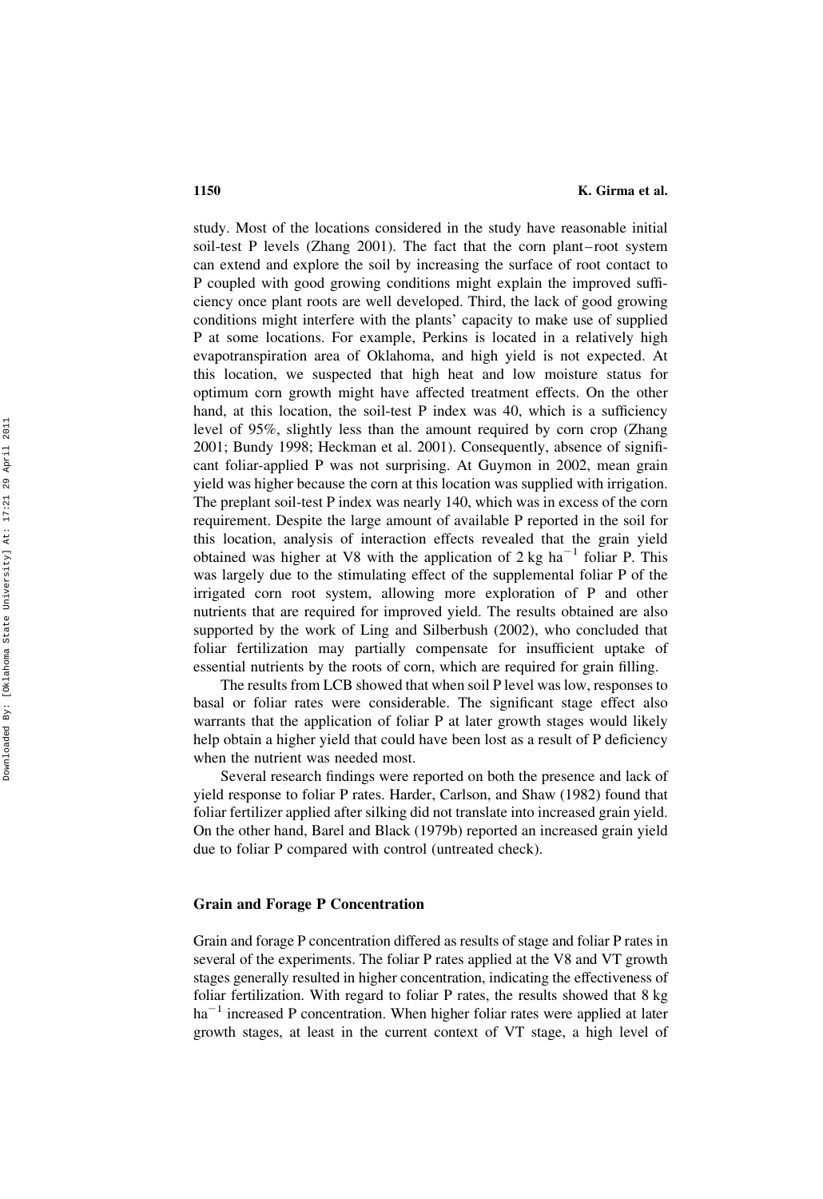study. Most of the locations considered in the study have reasonable initial soil-test P levels (Zhang 2001). The fact that the corn plant–root system can extend and explore the soil by increasing the surface of root contact to P coupled with good growing conditions might explain the improved sufficiency once plant roots are well developed. Third, the lack of good growing conditions might interfere with the plants' capacity to make use of supplied P at some locations. For example, Perkins is located in a relatively high evapotranspiration area of Oklahoma, and high yield is not expected. At this location, we suspected that high heat and low moisture status for optimum corn growth might have affected treatment effects. On the other hand, at this location, the soil-test P index was 40, which is a sufficiency level of 95%, slightly less than the amount required by corn crop (Zhang 2001; Bundy 1998; Heckman et al. 2001). Consequently, absence of significant foliar-applied P was not surprising. At Guymon in 2002, mean grain yield was higher because the corn at this location was supplied with irrigation. The preplant soil-test P index was nearly 140, which was in excess of the corn requirement. Despite the large amount of available P reported in the soil for this location, analysis of interaction effects revealed that the grain yield obtained was higher at V8 with the application of 2 kg $ha^{-1}$ foliar P. This was largely due to the stimulating effect of the supplemental foliar P of the irrigated corn root system, allowing more exploration of P and other nutrients that are required for improved yield. The results obtained are also supported by the work of Ling and Silberbush (2002), who concluded that foliar fertilization may partially compensate for insufficient uptake of essential nutrients by the roots of corn, which are required for grain filling.

The results from LCB showed that when soil P level was low, responses to basal or foliar rates were considerable. The significant stage effect also warrants that the application of foliar P at later growth stages would likely help obtain a higher yield that could have been lost as a result of P deficiency when the nutrient was needed most.

Several research findings were reported on both the presence and lack of yield response to foliar P rates. Harder, Carlson, and Shaw (1982) found that foliar fertilizer applied after silking did not translate into increased grain yield. On the other hand, Barel and Black (1979b) reported an increased grain yield due to foliar P compared with control (untreated check).

## Grain and Forage P Concentration

Grain and forage P concentration differed as results of stage and foliar P rates in several of the experiments. The foliar P rates applied at the V8 and VT growth stages generally resulted in higher concentration, indicating the effectiveness of foliar fertilization. With regard to foliar P rates, the results showed that 8 kg $ha^{-1}$ increased P concentration. When higher foliar rates were applied at later growth stages, at least in the current context of VT stage, a high level of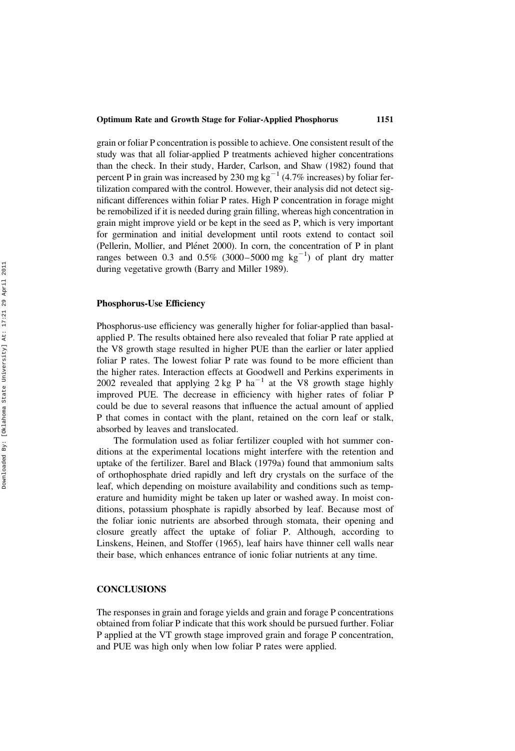grain or foliar P concentration is possible to achieve. One consistent result of the study was that all foliar-applied P treatments achieved higher concentrations than the check. In their study, Harder, Carlson, and Shaw (1982) found that percent P in grain was increased by 230 mg $kg^{-1}$ (4.7% increases) by foliar fertilization compared with the control. However, their analysis did not detect significant differences within foliar P rates. High P concentration in forage might be remobilized if it is needed during grain filling, whereas high concentration in grain might improve yield or be kept in the seed as P, which is very important for germination and initial development until roots extend to contact soil (Pellerin, Mollier, and Plénet 2000). In corn, the concentration of P in plant ranges between 0.3 and 0.5% (3000–5000 mg $kg^{-1}$) of plant dry matter during vegetative growth (Barry and Miller 1989).

### Phosphorus-Use Efficiency

Phosphorus-use efficiency was generally higher for foliar-applied than basal-applied P. The results obtained here also revealed that foliar P rate applied at the V8 growth stage resulted in higher PUE than the earlier or later applied foliar P rates. The lowest foliar P rate was found to be more efficient than the higher rates. Interaction effects at Goodwell and Perkins experiments in 2002 revealed that applying 2 kg P $ha^{-1}$ at the V8 growth stage highly improved PUE. The decrease in efficiency with higher rates of foliar P could be due to several reasons that influence the actual amount of applied P that comes in contact with the plant, retained on the corn leaf or stalk, absorbed by leaves and translocated.

The formulation used as foliar fertilizer coupled with hot summer conditions at the experimental locations might interfere with the retention and uptake of the fertilizer. Barel and Black (1979a) found that ammonium salts of orthophosphate dried rapidly and left dry crystals on the surface of the leaf, which depending on moisture availability and conditions such as temperature and humidity might be taken up later or washed away. In moist conditions, potassium phosphate is rapidly absorbed by leaf. Because most of the foliar ionic nutrients are absorbed through stomata, their opening and closure greatly affect the uptake of foliar P. Although, according to Linskens, Heinen, and Stoffer (1965), leaf hairs have thinner cell walls near their base, which enhances entrance of ionic foliar nutrients at any time.

## CONCLUSIONS

The responses in grain and forage yields and grain and forage P concentrations obtained from foliar P indicate that this work should be pursued further. Foliar P applied at the VT growth stage improved grain and forage P concentration, and PUE was high only when low foliar P rates were applied.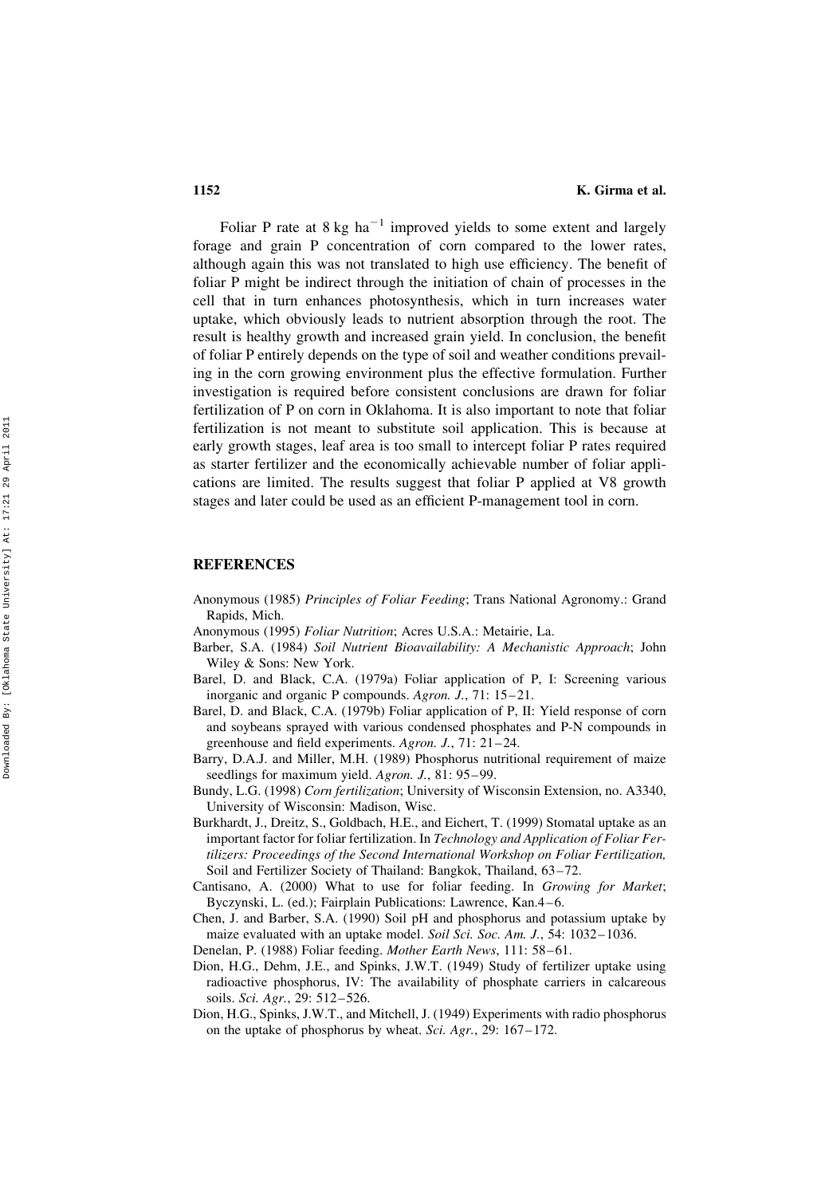Foliar P rate at 8 kg $ha^{-1}$ improved yields to some extent and largely forage and grain P concentration of corn compared to the lower rates, although again this was not translated to high use efficiency. The benefit of foliar P might be indirect through the initiation of chain of processes in the cell that in turn enhances photosynthesis, which in turn increases water uptake, which obviously leads to nutrient absorption through the root. The result is healthy growth and increased grain yield. In conclusion, the benefit of foliar P entirely depends on the type of soil and weather conditions prevailing in the corn growing environment plus the effective formulation. Further investigation is required before consistent conclusions are drawn for foliar fertilization of P on corn in Oklahoma. It is also important to note that foliar fertilization is not meant to substitute soil application. This is because at early growth stages, leaf area is too small to intercept foliar P rates required as starter fertilizer and the economically achievable number of foliar applications are limited. The results suggest that foliar P applied at V8 growth stages and later could be used as an efficient P-management tool in corn.

## REFERENCES

Anonymous (1985) *Principles of Foliar Feeding*; Trans National Agronomy.: Grand Rapids, Mich.

Anonymous (1995) *Foliar Nutrition*; Acres U.S.A.: Metairie, La.

Barber, S.A. (1984) *Soil Nutrient Bioavailability: A Mechanistic Approach*; John Wiley & Sons: New York.

Barel, D. and Black, C.A. (1979a) Foliar application of P, I: Screening various inorganic and organic P compounds. *Agron. J.*, 71: 15–21.

Barel, D. and Black, C.A. (1979b) Foliar application of P, II: Yield response of corn and soybeans sprayed with various condensed phosphates and P-N compounds in greenhouse and field experiments. *Agron. J.*, 71: 21–24.

Barry, D.A.J. and Miller, M.H. (1989) Phosphorus nutritional requirement of maize seedlings for maximum yield. *Agron. J.*, 81: 95–99.

Bundy, L.G. (1998) *Corn fertilization*; University of Wisconsin Extension, no. A3340, University of Wisconsin: Madison, Wisc.

Burkhardt, J., Dreitz, S., Goldbach, H.E., and Eichert, T. (1999) Stomatal uptake as an important factor for foliar fertilization. In *Technology and Application of Foliar Fertilizers: Proceedings of the Second International Workshop on Foliar Fertilization,* Soil and Fertilizer Society of Thailand: Bangkok, Thailand, 63–72.

Cantisano, A. (2000) What to use for foliar feeding. In *Growing for Market*; Byczynski, L. (ed.); Fairplain Publications: Lawrence, Kan.4–6.

Chen, J. and Barber, S.A. (1990) Soil pH and phosphorus and potassium uptake by maize evaluated with an uptake model. *Soil Sci. Soc. Am. J.*, 54: 1032–1036.

Denelan, P. (1988) Foliar feeding. *Mother Earth News*, 111: 58–61.

Dion, H.G., Dehm, J.E., and Spinks, J.W.T. (1949) Study of fertilizer uptake using radioactive phosphorus, IV: The availability of phosphate carriers in calcareous soils. *Sci. Agr.*, 29: 512–526.

Dion, H.G., Spinks, J.W.T., and Mitchell, J. (1949) Experiments with radio phosphorus on the uptake of phosphorus by wheat. *Sci. Agr.*, 29: 167–172.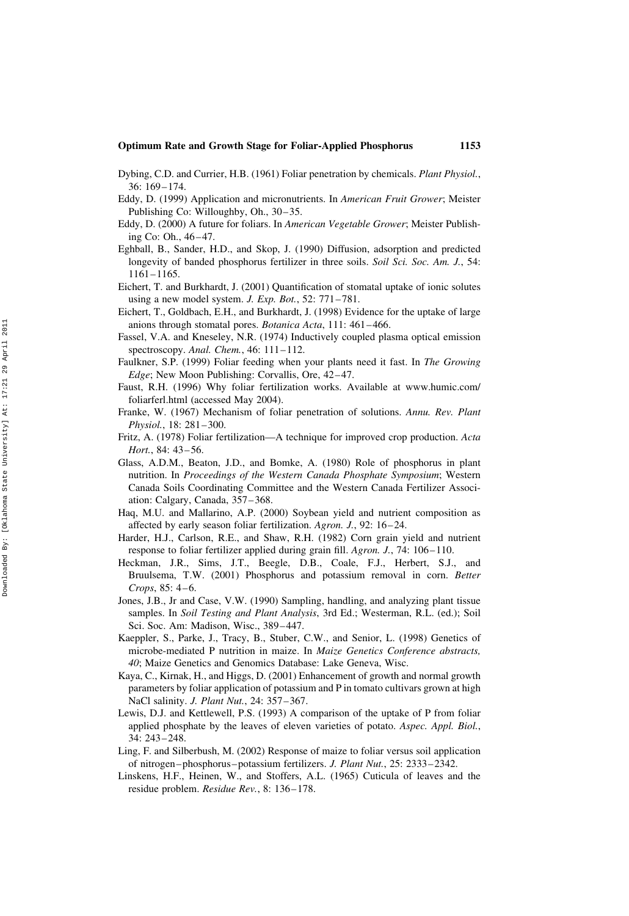Dybing, C.D. and Currier, H.B. (1961) Foliar penetration by chemicals. *Plant Physiol.*, 36: 169–174.

Eddy, D. (1999) Application and micronutrients. In *American Fruit Grower*; Meister Publishing Co: Willoughby, Oh., 30–35.

Eddy, D. (2000) A future for foliars. In *American Vegetable Grower*; Meister Publishing Co: Oh., 46–47.

Eghball, B., Sander, H.D., and Skop, J. (1990) Diffusion, adsorption and predicted longevity of banded phosphorus fertilizer in three soils. *Soil Sci. Soc. Am. J.*, 54: 1161–1165.

Eichert, T. and Burkhardt, J. (2001) Quantification of stomatal uptake of ionic solutes using a new model system. *J. Exp. Bot.*, 52: 771–781.

Eichert, T., Goldbach, E.H., and Burkhardt, J. (1998) Evidence for the uptake of large anions through stomatal pores. *Botanica Acta*, 111: 461–466.

Fassel, V.A. and Kneseley, N.R. (1974) Inductively coupled plasma optical emission spectroscopy. *Anal. Chem.*, 46: 111–112.

Faulkner, S.P. (1999) Foliar feeding when your plants need it fast. In *The Growing Edge*; New Moon Publishing: Corvallis, Ore, 42–47.

Faust, R.H. (1996) Why foliar fertilization works. Available at www.humic.com/foliarferl.html (accessed May 2004).

Franke, W. (1967) Mechanism of foliar penetration of solutions. *Annu. Rev. Plant Physiol.*, 18: 281–300.

Fritz, A. (1978) Foliar fertilization—A technique for improved crop production. *Acta Hort.*, 84: 43–56.

Glass, A.D.M., Beaton, J.D., and Bomke, A. (1980) Role of phosphorus in plant nutrition. In *Proceedings of the Western Canada Phosphate Symposium*; Western Canada Soils Coordinating Committee and the Western Canada Fertilizer Association: Calgary, Canada, 357–368.

Haq, M.U. and Mallarino, A.P. (2000) Soybean yield and nutrient composition as affected by early season foliar fertilization. *Agron. J.*, 92: 16–24.

Harder, H.J., Carlson, R.E., and Shaw, R.H. (1982) Corn grain yield and nutrient response to foliar fertilizer applied during grain fill. *Agron. J.*, 74: 106–110.

Heckman, J.R., Sims, J.T., Beegle, D.B., Coale, F.J., Herbert, S.J., and Bruulsema, T.W. (2001) Phosphorus and potassium removal in corn. *Better Crops*, 85: 4–6.

Jones, J.B., Jr and Case, V.W. (1990) Sampling, handling, and analyzing plant tissue samples. In *Soil Testing and Plant Analysis*, 3rd Ed.; Westerman, R.L. (ed.); Soil Sci. Soc. Am: Madison, Wisc., 389–447.

Kaeppler, S., Parke, J., Tracy, B., Stuber, C.W., and Senior, L. (1998) Genetics of microbe-mediated P nutrition in maize. In *Maize Genetics Conference abstracts, 40*; Maize Genetics and Genomics Database: Lake Geneva, Wisc.

Kaya, C., Kirnak, H., and Higgs, D. (2001) Enhancement of growth and normal growth parameters by foliar application of potassium and P in tomato cultivars grown at high NaCl salinity. *J. Plant Nut.*, 24: 357–367.

Lewis, D.J. and Kettlewell, P.S. (1993) A comparison of the uptake of P from foliar applied phosphate by the leaves of eleven varieties of potato. *Aspec. Appl. Biol.*, 34: 243–248.

Ling, F. and Silberbush, M. (2002) Response of maize to foliar versus soil application of nitrogen–phosphorus–potassium fertilizers. *J. Plant Nut.*, 25: 2333–2342.

Linskens, H.F., Heinen, W., and Stoffers, A.L. (1965) Cuticula of leaves and the residue problem. *Residue Rev.*, 8: 136–178.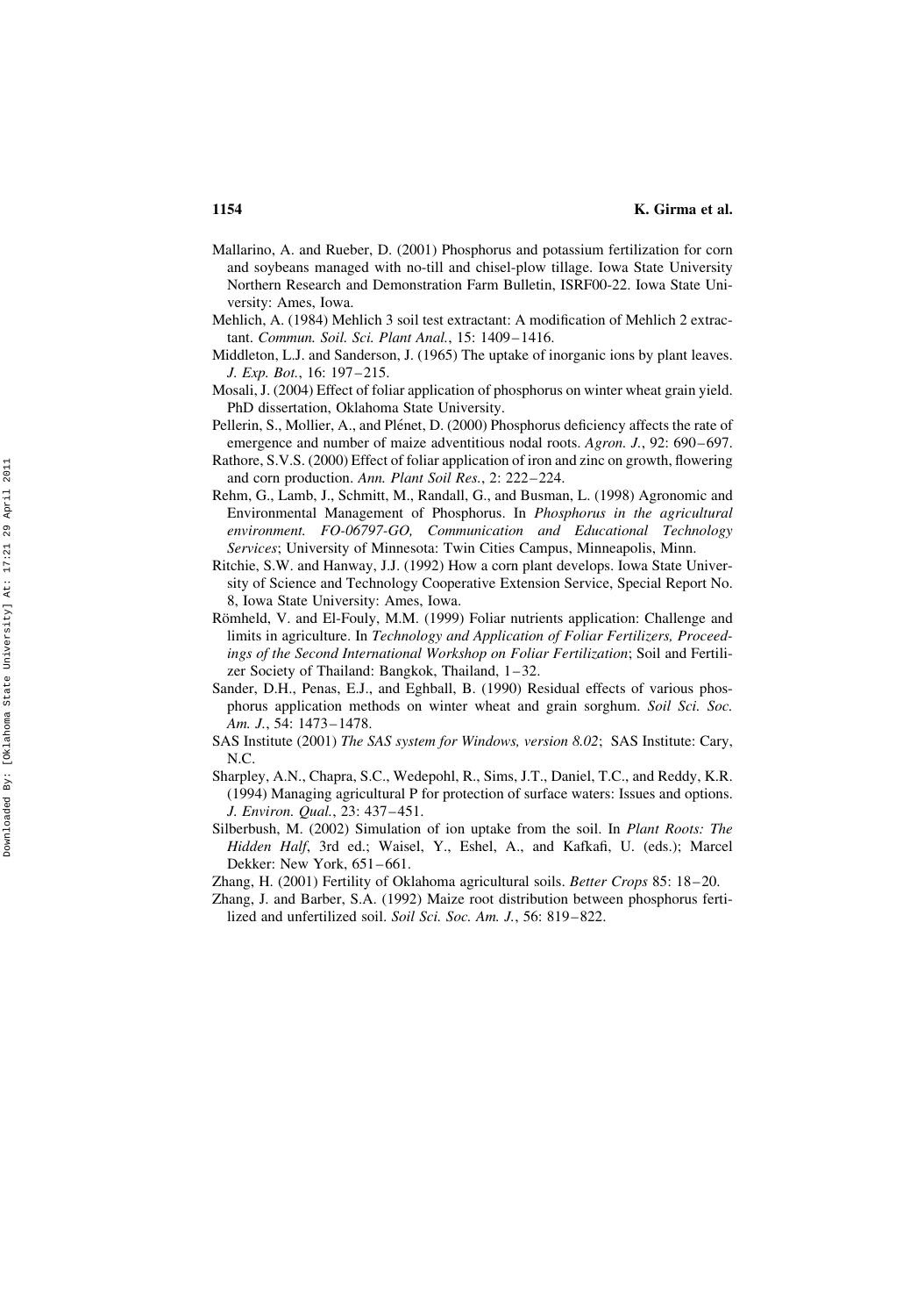Mallarino, A. and Rueber, D. (2001) Phosphorus and potassium fertilization for corn and soybeans managed with no-till and chisel-plow tillage. Iowa State University Northern Research and Demonstration Farm Bulletin, ISRF00-22. Iowa State University: Ames, Iowa.

Mehlich, A. (1984) Mehlich 3 soil test extractant: A modification of Mehlich 2 extractant. *Commun. Soil. Sci. Plant Anal.*, 15: 1409–1416.

Middleton, L.J. and Sanderson, J. (1965) The uptake of inorganic ions by plant leaves. *J. Exp. Bot.*, 16: 197–215.

Mosali, J. (2004) Effect of foliar application of phosphorus on winter wheat grain yield. PhD dissertation, Oklahoma State University.

Pellerin, S., Mollier, A., and Plénet, D. (2000) Phosphorus deficiency affects the rate of emergence and number of maize adventitious nodal roots. *Agron. J.*, 92: 690–697.

Rathore, S.V.S. (2000) Effect of foliar application of iron and zinc on growth, flowering and corn production. *Ann. Plant Soil Res.*, 2: 222–224.

Rehm, G., Lamb, J., Schmitt, M., Randall, G., and Busman, L. (1998) Agronomic and Environmental Management of Phosphorus. In *Phosphorus in the agricultural environment. FO-06797-GO, Communication and Educational Technology Services*; University of Minnesota: Twin Cities Campus, Minneapolis, Minn.

Ritchie, S.W. and Hanway, J.J. (1992) How a corn plant develops. Iowa State University of Science and Technology Cooperative Extension Service, Special Report No. 8, Iowa State University: Ames, Iowa.

Römheld, V. and El-Fouly, M.M. (1999) Foliar nutrients application: Challenge and limits in agriculture. In *Technology and Application of Foliar Fertilizers, Proceedings of the Second International Workshop on Foliar Fertilization*; Soil and Fertilizer Society of Thailand: Bangkok, Thailand, 1–32.

Sander, D.H., Penas, E.J., and Eghball, B. (1990) Residual effects of various phosphorus application methods on winter wheat and grain sorghum. *Soil Sci. Soc. Am. J.*, 54: 1473–1478.

SAS Institute (2001) *The SAS system for Windows, version 8.02*; SAS Institute: Cary, N.C.

Sharpley, A.N., Chapra, S.C., Wedepohl, R., Sims, J.T., Daniel, T.C., and Reddy, K.R. (1994) Managing agricultural P for protection of surface waters: Issues and options. *J. Environ. Qual.*, 23: 437–451.

Silberbush, M. (2002) Simulation of ion uptake from the soil. In *Plant Roots: The Hidden Half*, 3rd ed.; Waisel, Y., Eshel, A., and Kafkafi, U. (eds.); Marcel Dekker: New York, 651–661.

Zhang, H. (2001) Fertility of Oklahoma agricultural soils. *Better Crops* 85: 18–20.

Zhang, J. and Barber, S.A. (1992) Maize root distribution between phosphorus fertilized and unfertilized soil. *Soil Sci. Soc. Am. J.*, 56: 819–822.